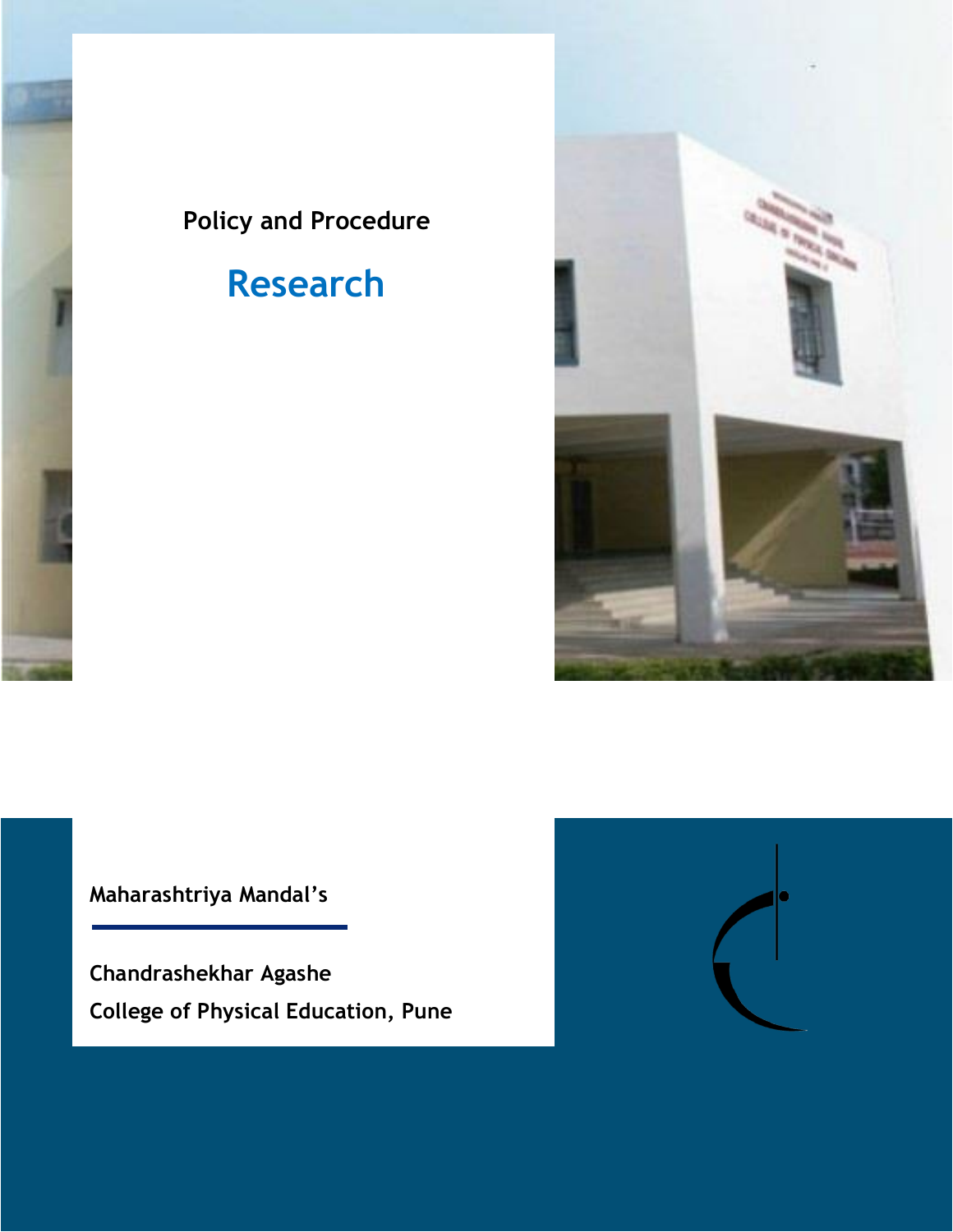Policy and Procedure

# Research

**Maharashtriya Mandal's**

**Chandrashekhar Agashe**
**College of Physical Education, Pune**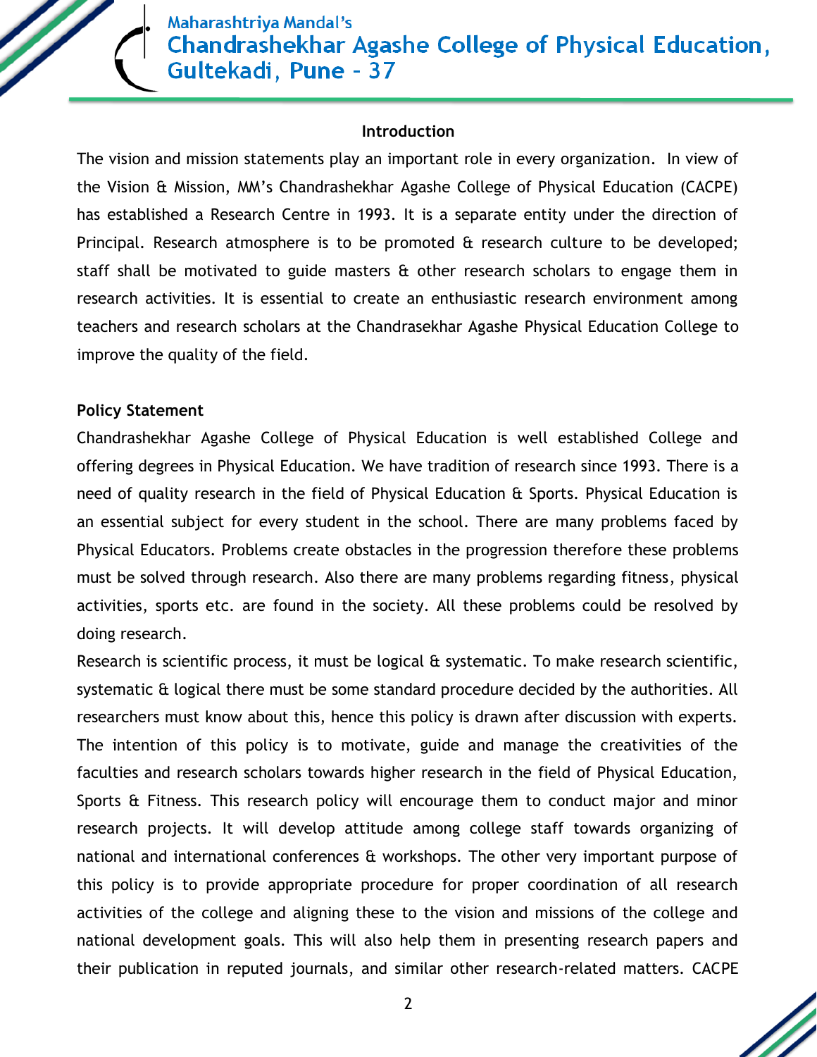## Introduction

The vision and mission statements play an important role in every organization. In view of the Vision & Mission, MM's Chandrashekhar Agashe College of Physical Education (CACPE) has established a Research Centre in 1993. It is a separate entity under the direction of Principal. Research atmosphere is to be promoted & research culture to be developed; staff shall be motivated to guide masters & other research scholars to engage them in research activities. It is essential to create an enthusiastic research environment among teachers and research scholars at the Chandrasekhar Agashe Physical Education College to improve the quality of the field.

**Policy Statement**

Chandrashekhar Agashe College of Physical Education is well established College and offering degrees in Physical Education. We have tradition of research since 1993. There is a need of quality research in the field of Physical Education & Sports. Physical Education is an essential subject for every student in the school. There are many problems faced by Physical Educators. Problems create obstacles in the progression therefore these problems must be solved through research. Also there are many problems regarding fitness, physical activities, sports etc. are found in the society. All these problems could be resolved by doing research.

Research is scientific process, it must be logical & systematic. To make research scientific, systematic & logical there must be some standard procedure decided by the authorities. All researchers must know about this, hence this policy is drawn after discussion with experts. The intention of this policy is to motivate, guide and manage the creativities of the faculties and research scholars towards higher research in the field of Physical Education, Sports & Fitness. This research policy will encourage them to conduct major and minor research projects. It will develop attitude among college staff towards organizing of national and international conferences & workshops. The other very important purpose of this policy is to provide appropriate procedure for proper coordination of all research activities of the college and aligning these to the vision and missions of the college and national development goals. This will also help them in presenting research papers and their publication in reputed journals, and similar other research-related matters. CACPE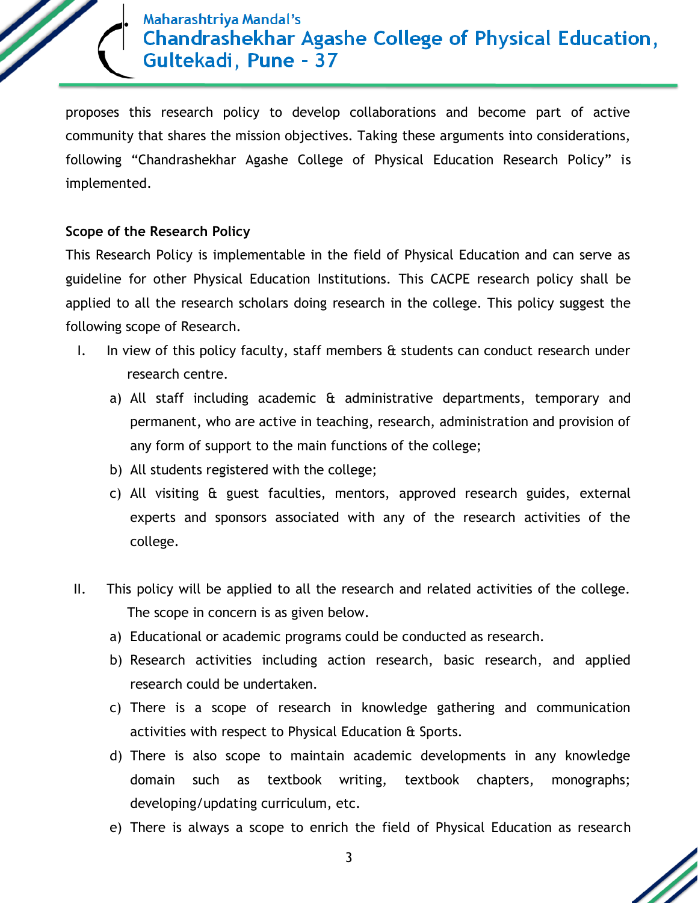proposes this research policy to develop collaborations and become part of active community that shares the mission objectives. Taking these arguments into considerations, following "Chandrashekhar Agashe College of Physical Education Research Policy" is implemented.

**Scope of the Research Policy**

This Research Policy is implementable in the field of Physical Education and can serve as guideline for other Physical Education Institutions. This CACPE research policy shall be applied to all the research scholars doing research in the college. This policy suggest the following scope of Research.

I. In view of this policy faculty, staff members & students can conduct research under research centre.

   a) All staff including academic & administrative departments, temporary and permanent, who are active in teaching, research, administration and provision of any form of support to the main functions of the college;

   b) All students registered with the college;

   c) All visiting & guest faculties, mentors, approved research guides, external experts and sponsors associated with any of the research activities of the college.

II. This policy will be applied to all the research and related activities of the college. The scope in concern is as given below.

   a) Educational or academic programs could be conducted as research.

   b) Research activities including action research, basic research, and applied research could be undertaken.

   c) There is a scope of research in knowledge gathering and communication activities with respect to Physical Education & Sports.

   d) There is also scope to maintain academic developments in any knowledge domain such as textbook writing, textbook chapters, monographs; developing/updating curriculum, etc.

   e) There is always a scope to enrich the field of Physical Education as research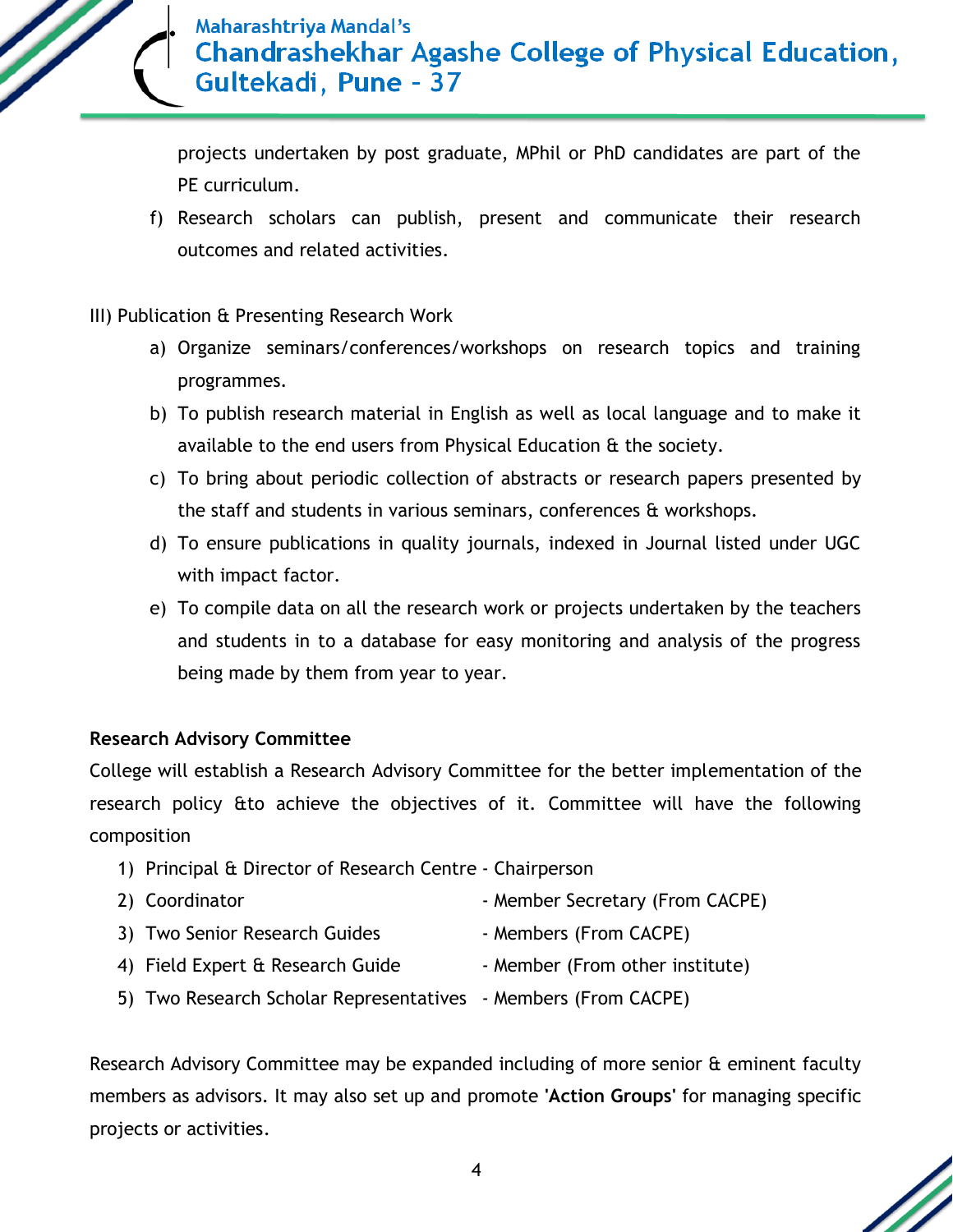projects undertaken by post graduate, MPhil or PhD candidates are part of the PE curriculum.

f) Research scholars can publish, present and communicate their research outcomes and related activities.

III) Publication & Presenting Research Work

a) Organize seminars/conferences/workshops on research topics and training programmes.
b) To publish research material in English as well as local language and to make it available to the end users from Physical Education & the society.
c) To bring about periodic collection of abstracts or research papers presented by the staff and students in various seminars, conferences & workshops.
d) To ensure publications in quality journals, indexed in Journal listed under UGC with impact factor.
e) To compile data on all the research work or projects undertaken by the teachers and students in to a database for easy monitoring and analysis of the progress being made by them from year to year.

**Research Advisory Committee**

College will establish a Research Advisory Committee for the better implementation of the research policy &to achieve the objectives of it. Committee will have the following composition

1) Principal & Director of Research Centre - Chairperson
2) Coordinator - Member Secretary (From CACPE)
3) Two Senior Research Guides - Members (From CACPE)
4) Field Expert & Research Guide - Member (From other institute)
5) Two Research Scholar Representatives - Members (From CACPE)

Research Advisory Committee may be expanded including of more senior & eminent faculty members as advisors. It may also set up and promote '**Action Groups**' for managing specific projects or activities.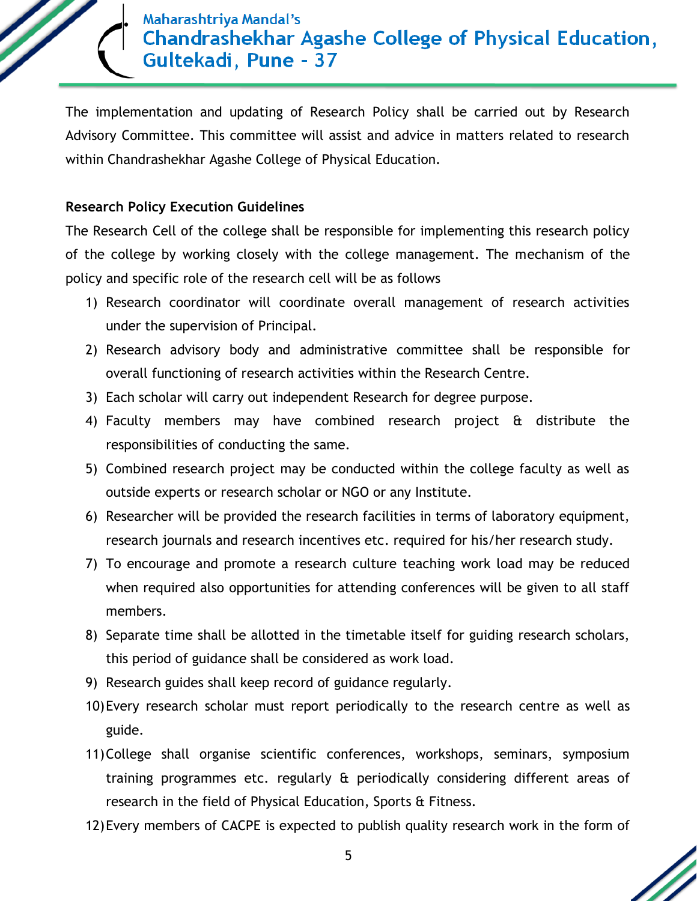The implementation and updating of Research Policy shall be carried out by Research Advisory Committee. This committee will assist and advice in matters related to research within Chandrashekhar Agashe College of Physical Education.

**Research Policy Execution Guidelines**

The Research Cell of the college shall be responsible for implementing this research policy of the college by working closely with the college management. The mechanism of the policy and specific role of the research cell will be as follows

1) Research coordinator will coordinate overall management of research activities under the supervision of Principal.
2) Research advisory body and administrative committee shall be responsible for overall functioning of research activities within the Research Centre.
3) Each scholar will carry out independent Research for degree purpose.
4) Faculty members may have combined research project & distribute the responsibilities of conducting the same.
5) Combined research project may be conducted within the college faculty as well as outside experts or research scholar or NGO or any Institute.
6) Researcher will be provided the research facilities in terms of laboratory equipment, research journals and research incentives etc. required for his/her research study.
7) To encourage and promote a research culture teaching work load may be reduced when required also opportunities for attending conferences will be given to all staff members.
8) Separate time shall be allotted in the timetable itself for guiding research scholars, this period of guidance shall be considered as work load.
9) Research guides shall keep record of guidance regularly.
10) Every research scholar must report periodically to the research centre as well as guide.
11) College shall organise scientific conferences, workshops, seminars, symposium training programmes etc. regularly & periodically considering different areas of research in the field of Physical Education, Sports & Fitness.
12) Every members of CACPE is expected to publish quality research work in the form of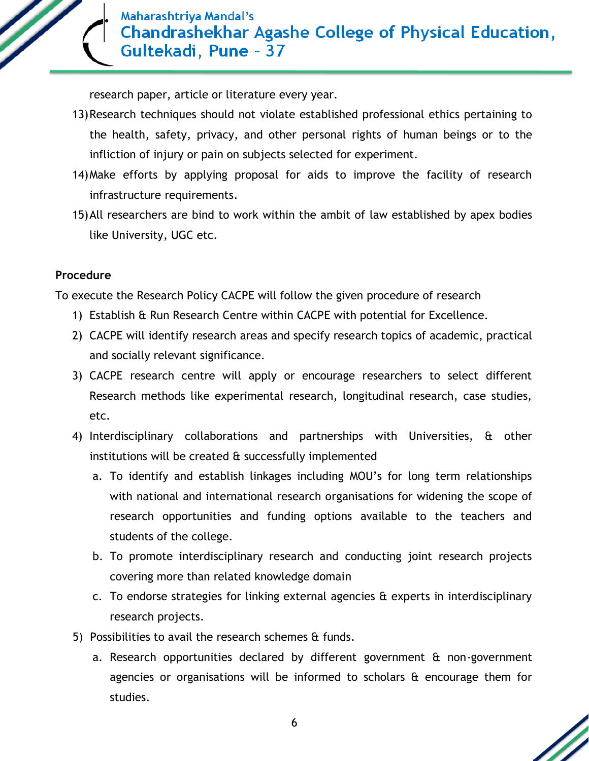research paper, article or literature every year.

13) Research techniques should not violate established professional ethics pertaining to the health, safety, privacy, and other personal rights of human beings or to the infliction of injury or pain on subjects selected for experiment.
14) Make efforts by applying proposal for aids to improve the facility of research infrastructure requirements.
15) All researchers are bind to work within the ambit of law established by apex bodies like University, UGC etc.

**Procedure**

To execute the Research Policy CACPE will follow the given procedure of research

1) Establish & Run Research Centre within CACPE with potential for Excellence.
2) CACPE will identify research areas and specify research topics of academic, practical and socially relevant significance.
3) CACPE research centre will apply or encourage researchers to select different Research methods like experimental research, longitudinal research, case studies, etc.
4) Interdisciplinary collaborations and partnerships with Universities, & other institutions will be created & successfully implemented
    a. To identify and establish linkages including MOU's for long term relationships with national and international research organisations for widening the scope of research opportunities and funding options available to the teachers and students of the college.
    b. To promote interdisciplinary research and conducting joint research projects covering more than related knowledge domain
    c. To endorse strategies for linking external agencies & experts in interdisciplinary research projects.
5) Possibilities to avail the research schemes & funds.
    a. Research opportunities declared by different government & non-government agencies or organisations will be informed to scholars & encourage them for studies.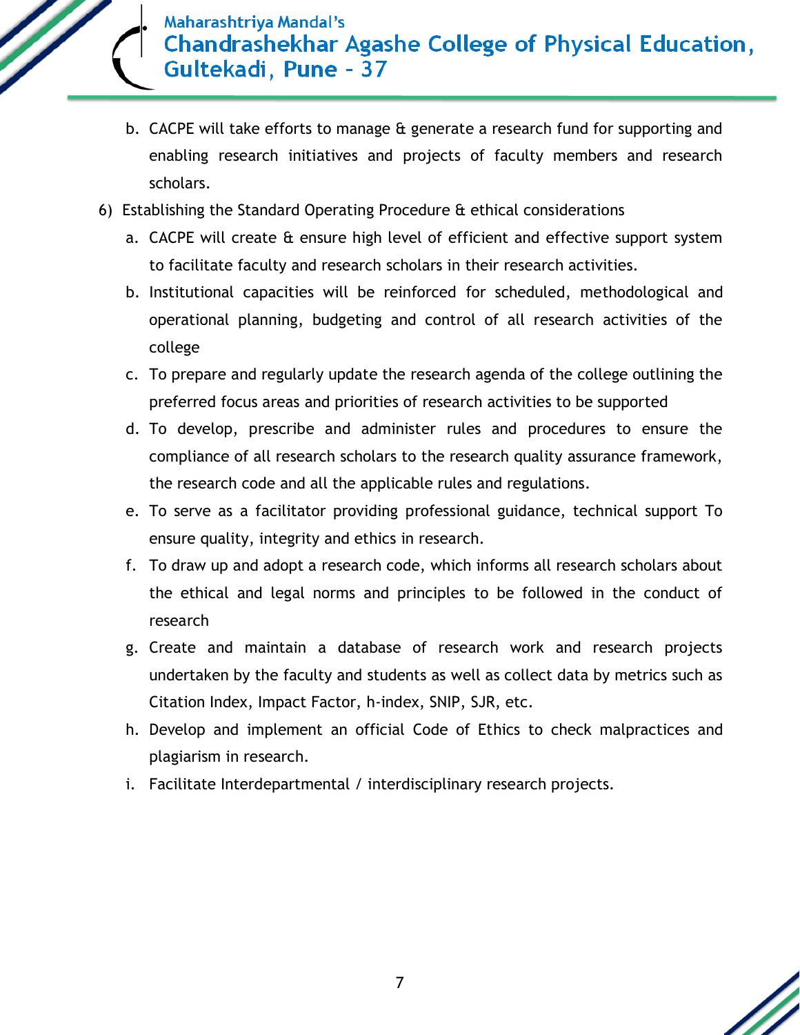b. CACPE will take efforts to manage & generate a research fund for supporting and enabling research initiatives and projects of faculty members and research scholars.

6) Establishing the Standard Operating Procedure & ethical considerations

   a. CACPE will create & ensure high level of efficient and effective support system to facilitate faculty and research scholars in their research activities.
   b. Institutional capacities will be reinforced for scheduled, methodological and operational planning, budgeting and control of all research activities of the college
   c. To prepare and regularly update the research agenda of the college outlining the preferred focus areas and priorities of research activities to be supported
   d. To develop, prescribe and administer rules and procedures to ensure the compliance of all research scholars to the research quality assurance framework, the research code and all the applicable rules and regulations.
   e. To serve as a facilitator providing professional guidance, technical support To ensure quality, integrity and ethics in research.
   f. To draw up and adopt a research code, which informs all research scholars about the ethical and legal norms and principles to be followed in the conduct of research
   g. Create and maintain a database of research work and research projects undertaken by the faculty and students as well as collect data by metrics such as Citation Index, Impact Factor, h-index, SNIP, SJR, etc.
   h. Develop and implement an official Code of Ethics to check malpractices and plagiarism in research.
   i. Facilitate Interdepartmental / interdisciplinary research projects.